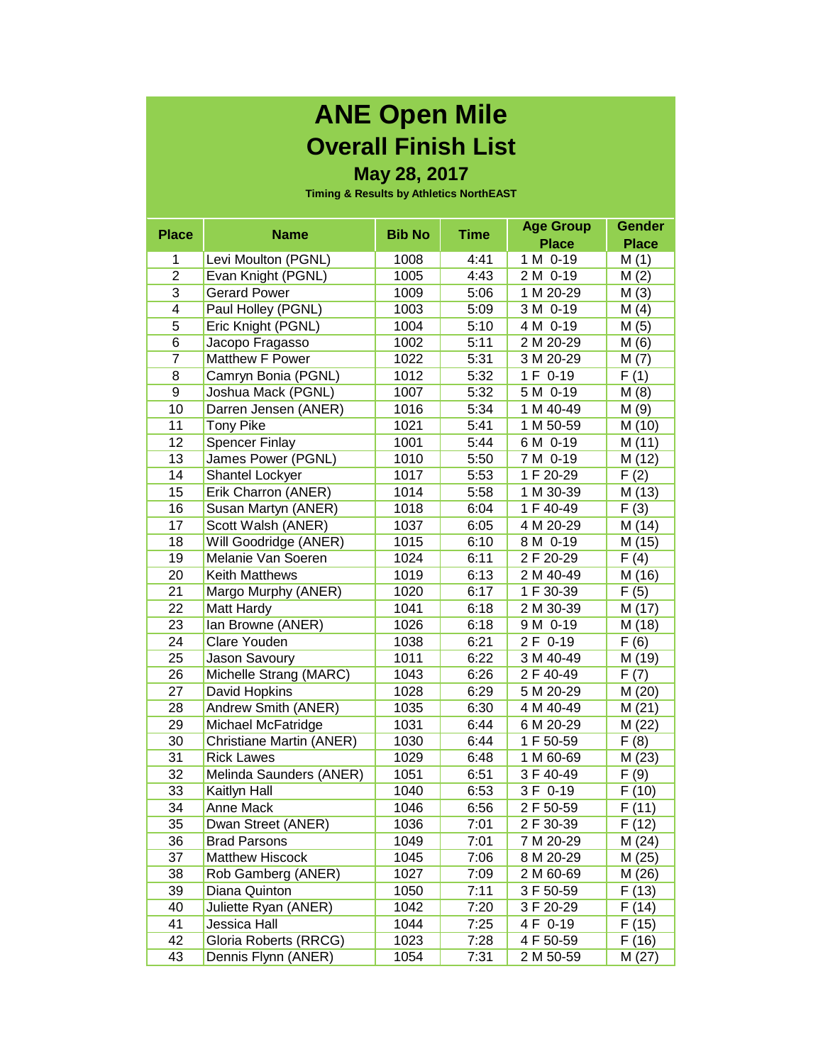# ANE Open Mile
# Overall Finish List
## May 28, 2017
**Timing & Results by Athletics NorthEAST**

| Place | Name | Bib No | Time | Age Group Place | Gender Place |
|---|---|---|---|---|---|
| 1 | Levi Moulton (PGNL) | 1008 | 4:41 | 1 M 0-19 | M (1) |
| 2 | Evan Knight (PGNL) | 1005 | 4:43 | 2 M 0-19 | M (2) |
| 3 | Gerard Power | 1009 | 5:06 | 1 M 20-29 | M (3) |
| 4 | Paul Holley (PGNL) | 1003 | 5:09 | 3 M 0-19 | M (4) |
| 5 | Eric Knight (PGNL) | 1004 | 5:10 | 4 M 0-19 | M (5) |
| 6 | Jacopo Fragasso | 1002 | 5:11 | 2 M 20-29 | M (6) |
| 7 | Matthew F Power | 1022 | 5:31 | 3 M 20-29 | M (7) |
| 8 | Camryn Bonia (PGNL) | 1012 | 5:32 | 1 F 0-19 | F (1) |
| 9 | Joshua Mack (PGNL) | 1007 | 5:32 | 5 M 0-19 | M (8) |
| 10 | Darren Jensen (ANER) | 1016 | 5:34 | 1 M 40-49 | M (9) |
| 11 | Tony Pike | 1021 | 5:41 | 1 M 50-59 | M (10) |
| 12 | Spencer Finlay | 1001 | 5:44 | 6 M 0-19 | M (11) |
| 13 | James Power (PGNL) | 1010 | 5:50 | 7 M 0-19 | M (12) |
| 14 | Shantel Lockyer | 1017 | 5:53 | 1 F 20-29 | F (2) |
| 15 | Erik Charron (ANER) | 1014 | 5:58 | 1 M 30-39 | M (13) |
| 16 | Susan Martyn (ANER) | 1018 | 6:04 | 1 F 40-49 | F (3) |
| 17 | Scott Walsh (ANER) | 1037 | 6:05 | 4 M 20-29 | M (14) |
| 18 | Will Goodridge (ANER) | 1015 | 6:10 | 8 M 0-19 | M (15) |
| 19 | Melanie Van Soeren | 1024 | 6:11 | 2 F 20-29 | F (4) |
| 20 | Keith Matthews | 1019 | 6:13 | 2 M 40-49 | M (16) |
| 21 | Margo Murphy (ANER) | 1020 | 6:17 | 1 F 30-39 | F (5) |
| 22 | Matt Hardy | 1041 | 6:18 | 2 M 30-39 | M (17) |
| 23 | Ian Browne (ANER) | 1026 | 6:18 | 9 M 0-19 | M (18) |
| 24 | Clare Youden | 1038 | 6:21 | 2 F 0-19 | F (6) |
| 25 | Jason Savoury | 1011 | 6:22 | 3 M 40-49 | M (19) |
| 26 | Michelle Strang (MARC) | 1043 | 6:26 | 2 F 40-49 | F (7) |
| 27 | David Hopkins | 1028 | 6:29 | 5 M 20-29 | M (20) |
| 28 | Andrew Smith (ANER) | 1035 | 6:30 | 4 M 40-49 | M (21) |
| 29 | Michael McFatridge | 1031 | 6:44 | 6 M 20-29 | M (22) |
| 30 | Christiane Martin (ANER) | 1030 | 6:44 | 1 F 50-59 | F (8) |
| 31 | Rick Lawes | 1029 | 6:48 | 1 M 60-69 | M (23) |
| 32 | Melinda Saunders (ANER) | 1051 | 6:51 | 3 F 40-49 | F (9) |
| 33 | Kaitlyn Hall | 1040 | 6:53 | 3 F 0-19 | F (10) |
| 34 | Anne Mack | 1046 | 6:56 | 2 F 50-59 | F (11) |
| 35 | Dwan Street (ANER) | 1036 | 7:01 | 2 F 30-39 | F (12) |
| 36 | Brad Parsons | 1049 | 7:01 | 7 M 20-29 | M (24) |
| 37 | Matthew Hiscock | 1045 | 7:06 | 8 M 20-29 | M (25) |
| 38 | Rob Gamberg (ANER) | 1027 | 7:09 | 2 M 60-69 | M (26) |
| 39 | Diana Quinton | 1050 | 7:11 | 3 F 50-59 | F (13) |
| 40 | Juliette Ryan (ANER) | 1042 | 7:20 | 3 F 20-29 | F (14) |
| 41 | Jessica Hall | 1044 | 7:25 | 4 F 0-19 | F (15) |
| 42 | Gloria Roberts (RRCG) | 1023 | 7:28 | 4 F 50-59 | F (16) |
| 43 | Dennis Flynn (ANER) | 1054 | 7:31 | 2 M 50-59 | M (27) |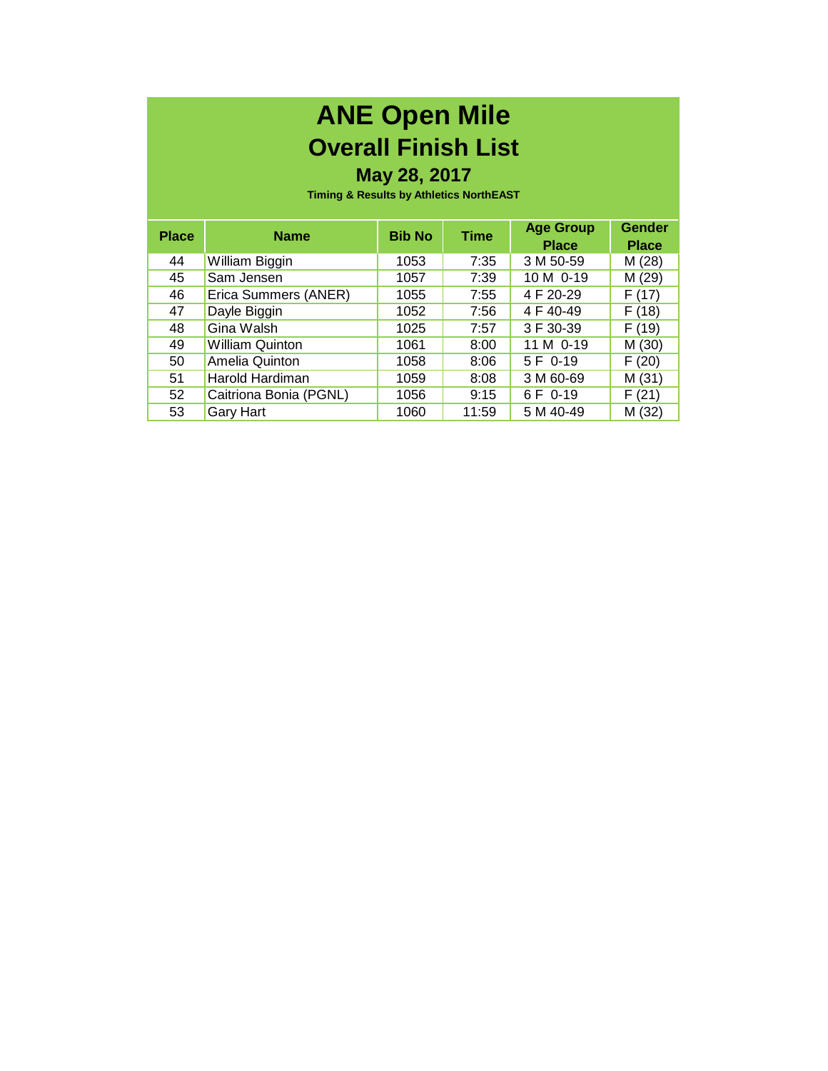# ANE Open Mile

## Overall Finish List

### May 28, 2017

**Timing & Results by Athletics NorthEAST**

| Place | Name | Bib No | Time | Age Group Place | Gender Place |
|---|---|---|---|---|---|
| 44 | William Biggin | 1053 | 7:35 | 3 M 50-59 | M (28) |
| 45 | Sam Jensen | 1057 | 7:39 | 10 M 0-19 | M (29) |
| 46 | Erica Summers (ANER) | 1055 | 7:55 | 4 F 20-29 | F (17) |
| 47 | Dayle Biggin | 1052 | 7:56 | 4 F 40-49 | F (18) |
| 48 | Gina Walsh | 1025 | 7:57 | 3 F 30-39 | F (19) |
| 49 | William Quinton | 1061 | 8:00 | 11 M 0-19 | M (30) |
| 50 | Amelia Quinton | 1058 | 8:06 | 5 F 0-19 | F (20) |
| 51 | Harold Hardiman | 1059 | 8:08 | 3 M 60-69 | M (31) |
| 52 | Caitriona Bonia (PGNL) | 1056 | 9:15 | 6 F 0-19 | F (21) |
| 53 | Gary Hart | 1060 | 11:59 | 5 M 40-49 | M (32) |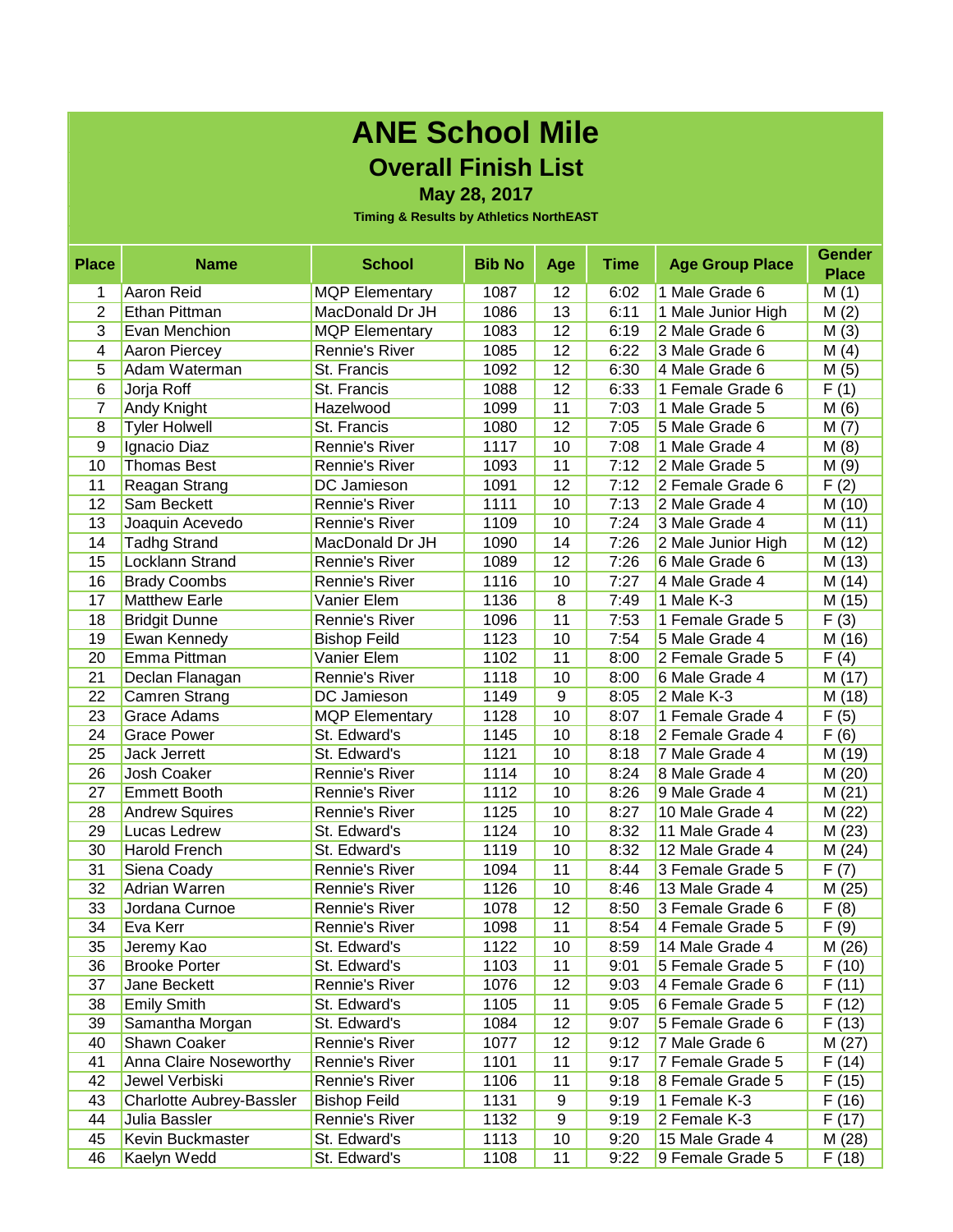# ANE School Mile

## Overall Finish List

### May 28, 2017

**Timing & Results by Athletics NorthEAST**

| Place | Name | School | Bib No | Age | Time | Age Group Place | Gender Place |
|---|---|---|---|---|---|---|---|
| 1 | Aaron Reid | MQP Elementary | 1087 | 12 | 6:02 | 1 Male Grade 6 | M (1) |
| 2 | Ethan Pittman | MacDonald Dr JH | 1086 | 13 | 6:11 | 1 Male Junior High | M (2) |
| 3 | Evan Menchion | MQP Elementary | 1083 | 12 | 6:19 | 2 Male Grade 6 | M (3) |
| 4 | Aaron Piercey | Rennie's River | 1085 | 12 | 6:22 | 3 Male Grade 6 | M (4) |
| 5 | Adam Waterman | St. Francis | 1092 | 12 | 6:30 | 4 Male Grade 6 | M (5) |
| 6 | Jorja Roff | St. Francis | 1088 | 12 | 6:33 | 1 Female Grade 6 | F (1) |
| 7 | Andy Knight | Hazelwood | 1099 | 11 | 7:03 | 1 Male Grade 5 | M (6) |
| 8 | Tyler Holwell | St. Francis | 1080 | 12 | 7:05 | 5 Male Grade 6 | M (7) |
| 9 | Ignacio Diaz | Rennie's River | 1117 | 10 | 7:08 | 1 Male Grade 4 | M (8) |
| 10 | Thomas Best | Rennie's River | 1093 | 11 | 7:12 | 2 Male Grade 5 | M (9) |
| 11 | Reagan Strang | DC Jamieson | 1091 | 12 | 7:12 | 2 Female Grade 6 | F (2) |
| 12 | Sam Beckett | Rennie's River | 1111 | 10 | 7:13 | 2 Male Grade 4 | M (10) |
| 13 | Joaquin Acevedo | Rennie's River | 1109 | 10 | 7:24 | 3 Male Grade 4 | M (11) |
| 14 | Tadhg Strand | MacDonald Dr JH | 1090 | 14 | 7:26 | 2 Male Junior High | M (12) |
| 15 | Locklann Strand | Rennie's River | 1089 | 12 | 7:26 | 6 Male Grade 6 | M (13) |
| 16 | Brady Coombs | Rennie's River | 1116 | 10 | 7:27 | 4 Male Grade 4 | M (14) |
| 17 | Matthew Earle | Vanier Elem | 1136 | 8 | 7:49 | 1 Male K-3 | M (15) |
| 18 | Bridgit Dunne | Rennie's River | 1096 | 11 | 7:53 | 1 Female Grade 5 | F (3) |
| 19 | Ewan Kennedy | Bishop Feild | 1123 | 10 | 7:54 | 5 Male Grade 4 | M (16) |
| 20 | Emma Pittman | Vanier Elem | 1102 | 11 | 8:00 | 2 Female Grade 5 | F (4) |
| 21 | Declan Flanagan | Rennie's River | 1118 | 10 | 8:00 | 6 Male Grade 4 | M (17) |
| 22 | Camren Strang | DC Jamieson | 1149 | 9 | 8:05 | 2 Male K-3 | M (18) |
| 23 | Grace Adams | MQP Elementary | 1128 | 10 | 8:07 | 1 Female Grade 4 | F (5) |
| 24 | Grace Power | St. Edward's | 1145 | 10 | 8:18 | 2 Female Grade 4 | F (6) |
| 25 | Jack Jerrett | St. Edward's | 1121 | 10 | 8:18 | 7 Male Grade 4 | M (19) |
| 26 | Josh Coaker | Rennie's River | 1114 | 10 | 8:24 | 8 Male Grade 4 | M (20) |
| 27 | Emmett Booth | Rennie's River | 1112 | 10 | 8:26 | 9 Male Grade 4 | M (21) |
| 28 | Andrew Squires | Rennie's River | 1125 | 10 | 8:27 | 10 Male Grade 4 | M (22) |
| 29 | Lucas Ledrew | St. Edward's | 1124 | 10 | 8:32 | 11 Male Grade 4 | M (23) |
| 30 | Harold French | St. Edward's | 1119 | 10 | 8:32 | 12 Male Grade 4 | M (24) |
| 31 | Siena Coady | Rennie's River | 1094 | 11 | 8:44 | 3 Female Grade 5 | F (7) |
| 32 | Adrian Warren | Rennie's River | 1126 | 10 | 8:46 | 13 Male Grade 4 | M (25) |
| 33 | Jordana Curnoe | Rennie's River | 1078 | 12 | 8:50 | 3 Female Grade 6 | F (8) |
| 34 | Eva Kerr | Rennie's River | 1098 | 11 | 8:54 | 4 Female Grade 5 | F (9) |
| 35 | Jeremy Kao | St. Edward's | 1122 | 10 | 8:59 | 14 Male Grade 4 | M (26) |
| 36 | Brooke Porter | St. Edward's | 1103 | 11 | 9:01 | 5 Female Grade 5 | F (10) |
| 37 | Jane Beckett | Rennie's River | 1076 | 12 | 9:03 | 4 Female Grade 6 | F (11) |
| 38 | Emily Smith | St. Edward's | 1105 | 11 | 9:05 | 6 Female Grade 5 | F (12) |
| 39 | Samantha Morgan | St. Edward's | 1084 | 12 | 9:07 | 5 Female Grade 6 | F (13) |
| 40 | Shawn Coaker | Rennie's River | 1077 | 12 | 9:12 | 7 Male Grade 6 | M (27) |
| 41 | Anna Claire Noseworthy | Rennie's River | 1101 | 11 | 9:17 | 7 Female Grade 5 | F (14) |
| 42 | Jewel Verbiski | Rennie's River | 1106 | 11 | 9:18 | 8 Female Grade 5 | F (15) |
| 43 | Charlotte Aubrey-Bassler | Bishop Feild | 1131 | 9 | 9:19 | 1 Female K-3 | F (16) |
| 44 | Julia Bassler | Rennie's River | 1132 | 9 | 9:19 | 2 Female K-3 | F (17) |
| 45 | Kevin Buckmaster | St. Edward's | 1113 | 10 | 9:20 | 15 Male Grade 4 | M (28) |
| 46 | Kaelyn Wedd | St. Edward's | 1108 | 11 | 9:22 | 9 Female Grade 5 | F (18) |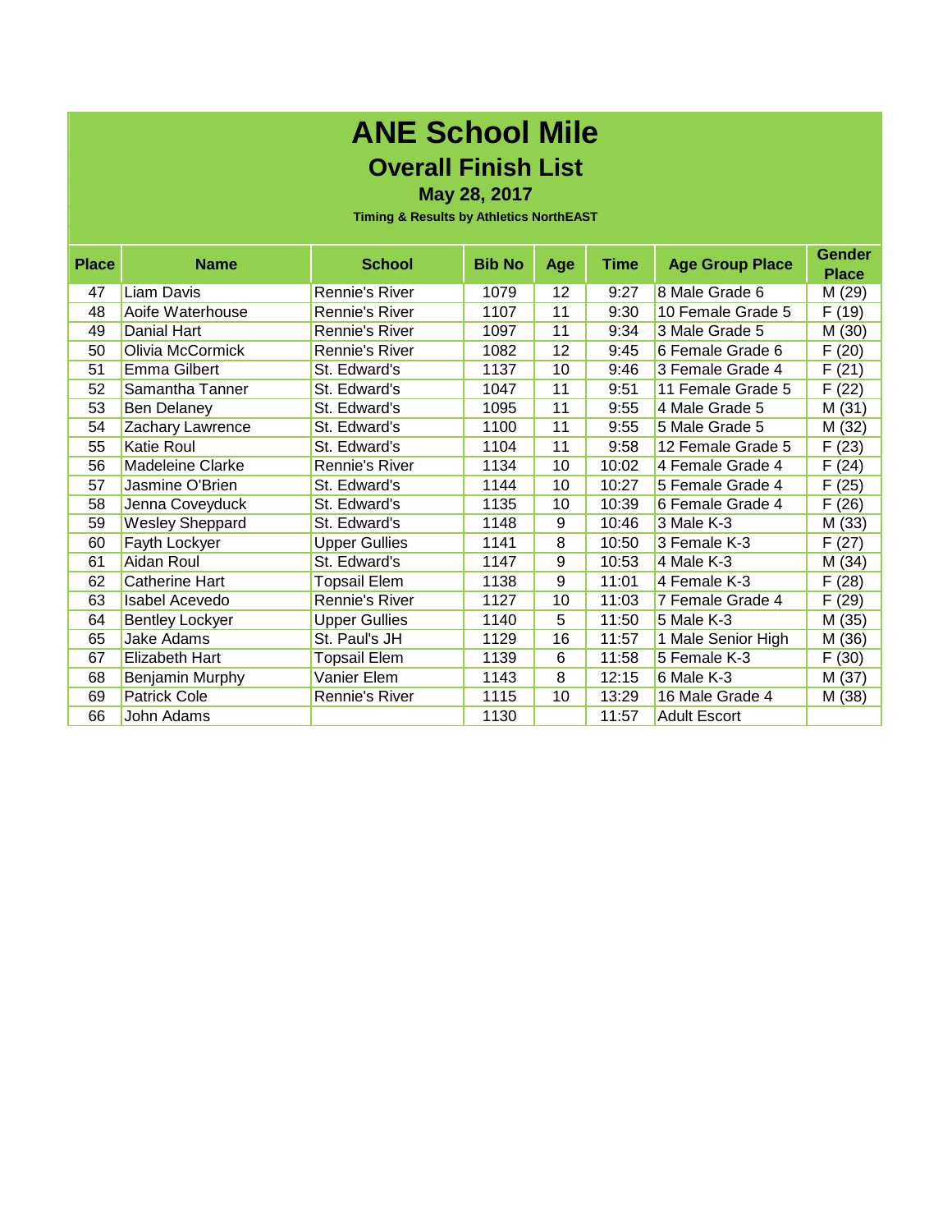# ANE School Mile

## Overall Finish List

### May 28, 2017

**Timing & Results by Athletics NorthEAST**

| Place | Name | School | Bib No | Age | Time | Age Group Place | Gender Place |
|---|---|---|---|---|---|---|---|
| 47 | Liam Davis | Rennie's River | 1079 | 12 | 9:27 | 8 Male Grade 6 | M (29) |
| 48 | Aoife Waterhouse | Rennie's River | 1107 | 11 | 9:30 | 10 Female Grade 5 | F (19) |
| 49 | Danial Hart | Rennie's River | 1097 | 11 | 9:34 | 3 Male Grade 5 | M (30) |
| 50 | Olivia McCormick | Rennie's River | 1082 | 12 | 9:45 | 6 Female Grade 6 | F (20) |
| 51 | Emma Gilbert | St. Edward's | 1137 | 10 | 9:46 | 3 Female Grade 4 | F (21) |
| 52 | Samantha Tanner | St. Edward's | 1047 | 11 | 9:51 | 11 Female Grade 5 | F (22) |
| 53 | Ben Delaney | St. Edward's | 1095 | 11 | 9:55 | 4 Male Grade 5 | M (31) |
| 54 | Zachary Lawrence | St. Edward's | 1100 | 11 | 9:55 | 5 Male Grade 5 | M (32) |
| 55 | Katie Roul | St. Edward's | 1104 | 11 | 9:58 | 12 Female Grade 5 | F (23) |
| 56 | Madeleine Clarke | Rennie's River | 1134 | 10 | 10:02 | 4 Female Grade 4 | F (24) |
| 57 | Jasmine O'Brien | St. Edward's | 1144 | 10 | 10:27 | 5 Female Grade 4 | F (25) |
| 58 | Jenna Coveyduck | St. Edward's | 1135 | 10 | 10:39 | 6 Female Grade 4 | F (26) |
| 59 | Wesley Sheppard | St. Edward's | 1148 | 9 | 10:46 | 3 Male K-3 | M (33) |
| 60 | Fayth Lockyer | Upper Gullies | 1141 | 8 | 10:50 | 3 Female K-3 | F (27) |
| 61 | Aidan Roul | St. Edward's | 1147 | 9 | 10:53 | 4 Male K-3 | M (34) |
| 62 | Catherine Hart | Topsail Elem | 1138 | 9 | 11:01 | 4 Female K-3 | F (28) |
| 63 | Isabel Acevedo | Rennie's River | 1127 | 10 | 11:03 | 7 Female Grade 4 | F (29) |
| 64 | Bentley Lockyer | Upper Gullies | 1140 | 5 | 11:50 | 5 Male K-3 | M (35) |
| 65 | Jake Adams | St. Paul's JH | 1129 | 16 | 11:57 | 1 Male Senior High | M (36) |
| 67 | Elizabeth Hart | Topsail Elem | 1139 | 6 | 11:58 | 5 Female K-3 | F (30) |
| 68 | Benjamin Murphy | Vanier Elem | 1143 | 8 | 12:15 | 6 Male K-3 | M (37) |
| 69 | Patrick Cole | Rennie's River | 1115 | 10 | 13:29 | 16 Male Grade 4 | M (38) |
| 66 | John Adams | | 1130 | | 11:57 | Adult Escort | |